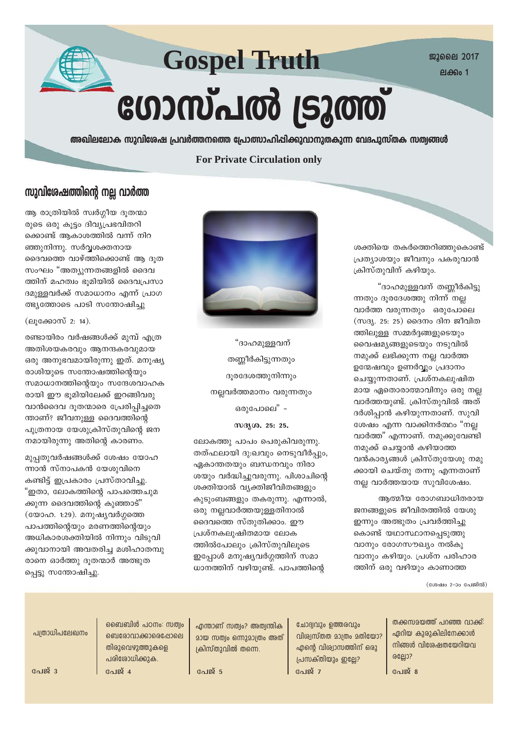# Gospel Truth

# ഗോസ്പൽ ട്രൂത്ത്

ജൂലൈ 2017
ലക്കം 1

**അഖിലലോക സുവിശേഷ പ്രവർത്തനത്തെ പ്രോത്സാഹിപ്പിക്കുവാനുതകുന്ന വേദപുസ്തക സത്യങ്ങൾ**

**For Private Circulation only**

## സുവിശേഷത്തിന്റെ നല്ല വാർത്ത

ആ രാത്രിയിൽ സ്വർഗ്ഗീയ ദൂതന്മാരുടെ ഒരു കൂട്ടം ദിവ്യപ്രഭവിതറിക്കൊണ്ട് ആകാശത്തിൽ വന്ന് നിറഞ്ഞുനിന്നു. സർവ്വശക്തനായ ദൈവത്തെ വാഴ്ത്തിക്കൊണ്ട് ആ ദൂതസംഘം "അത്യുന്നതങ്ങളിൽ ദൈവത്തിന് മഹത്വം ഭൂമിയിൽ ദൈവപ്രസാദമുള്ളവർക്ക് സമാധാനം എന്ന് പ്രാഗത്ഭ്യത്തോടെ പാടി സന്തോഷിച്ചു

(ലൂക്കോസ് 2: 14).

രണ്ടായിരം വർഷങ്ങൾക്ക് മുമ്പ് എത്ര അതിശയകരവും ആനന്ദകരവുമായ ഒരു അനുഭവമായിരുന്നു ഇത്. മനുഷ്യരാശിയുടെ സന്തോഷത്തിന്റെയും സമാധാനത്തിന്റെയും സന്ദേശവാഹകരായി ഈ ഭൂമിയിലേക്ക് ഇറങ്ങിവരുവാൻദൈവ ദൂതന്മാരെ പ്രേരിപ്പിച്ചതെന്താണ്? ജീവനുള്ള ദൈവത്തിന്റെ പുത്രനായ യേശുക്രിസ്തുവിന്റെ ജനനമായിരുന്നു അതിന്റെ കാരണം.

മുപ്പതുവർഷങ്ങൾക്ക് ശേഷം യോഹന്നാൻ സ്നാപകൻ യേശുവിനെ കണ്ടിട്ട് ഇപ്രകാരം പ്രസ്താവിച്ചു. "ഇതാ, ലോകത്തിന്റെ പാപത്തെചുമക്കുന്ന ദൈവത്തിന്റെ കുഞ്ഞാട്" (യോഹ. 1:29). മനുഷ്യവർഗ്ഗത്തെ പാപത്തിന്റെയും മരണത്തിന്റെയും അധികാരശക്തിയിൽ നിന്നും വിടുവിക്കുവാനായി അവതരിച്ച മശിഹാതമ്പുരാനെ ഓർത്തു ദൂതന്മാർ അത്ഭുതപ്പെട്ടു സന്തോഷിച്ചു.

"ദാഹമുള്ളവന് തണ്ണീർകിട്ടുന്നതും ദൂരദേശത്തുനിന്നും നല്ലവർത്തമാനം വരുന്നതും ഒരുപോലെ" –

**സദൃശ. 25: 25.**

ലോകത്തു പാപം പെരുകിവരുന്നു. തത്ഫലായി ദുഃഖവും നെടുവീർപ്പും, ഏകാന്തതയും ബന്ധനവും നിരാശയും വർദ്ധിച്ചുവരുന്നു. പിശാചിന്റെ ശക്തിയാൽ വ്യക്തിജീവിതങ്ങളും കുടുംബങ്ങളും തകരുന്നു. എന്നാൽ, ഒരു നല്ലവാർത്തയുള്ളതിനാൽ ദൈവത്തെ സ്തുതിക്കാം. ഈ പ്രശ്നകലുഷിതമായ ലോകത്തിൽപോലും ക്രിസ്തുവിലൂടെ ഇപ്പോൾ മനുഷ്യവർഗ്ഗത്തിന് സമാധാനത്തിന് വഴിയുണ്ട്. പാപത്തിന്റെ ശക്തിയെ തകർത്തെറിഞ്ഞുകൊണ്ട് പ്രത്യാശയും ജീവനും പകരുവാൻ ക്രിസ്തുവിന് കഴിയും.

"ദാഹമുള്ളവന് തണ്ണീർകിട്ടുന്നതും ദൂരദേശത്തു നിന്ന് നല്ല വാർത്ത വരുന്നതും ഒരുപോലെ (സദൃ. 25: 25) ദൈനം ദിന ജീവിതത്തിലുള്ള സമ്മർദ്ദങ്ങളുടെയും വൈഷമ്യങ്ങളുടെയും നടുവിൽ നമുക്ക് ലഭിക്കുന്ന നല്ല വാർത്ത ഉന്മേഷവും ഉണർവ്വും പ്രദാനം ചെയ്യുന്നതാണ്. പ്രശ്നകലുഷിതമായ ഏതൊരാത്മാവിനും ഒരു നല്ല വാർത്തയുണ്ട്. ക്രിസ്തുവിൽ അത് ദർശിപ്പാൻ കഴിയുന്നതാണ്. സുവിശേഷം എന്ന വാക്കിനർത്ഥം "നല്ല വാർത്ത" എന്നാണ്. നമുക്കുവേണ്ടി നമുക്ക് ചെയ്യാൻ കഴിയാത്ത വൻകാര്യങ്ങൾ ക്രിസ്തുയേശു നമുക്കായി ചെയ്തു തന്നു എന്നതാണ് നല്ല വാർത്തയായ സുവിശേഷം.

ആത്മീയ രോഗബാധിതരായ ജനങ്ങളുടെ ജീവിതത്തിൽ യേശു ഇന്നും അത്ഭുതം പ്രവർത്തിച്ചുകൊണ്ട് യഥാസ്ഥാനപ്പെടുത്തുവാനും രോഗസൗഖ്യം നൽകുവാനും കഴിയും. പ്രശ്ന പരിഹാരത്തിന് ഒരു വഴിയും കാണാത്ത

(ശേഷം 2–ാം പേജിൽ)

| പത്രാധിപലേഖനം | ബൈബിൾ പഠനം: സത്യം ബെരോവാക്കാരെപ്പോലെ തിരുവെഴുത്തുകളെ പരിശോധിക്കുക. | എന്താണ് സത്യം? ആത്യന്തികമായ സത്യം ഒന്നുമാത്രം അത് ക്രിസ്തുവിൽ തന്നെ. | ചോദ്യവും ഉത്തരവും വിശ്വസ്തത മാത്രം മതിയോ? എന്റെ വിശ്വാസത്തിന് ഒരു പ്രസക്തിയും ഇല്ലേ? | തക്കസമയത്ത് പറഞ്ഞ വാക്ക്: ഏറിയ കുരുകിലിനേക്കാൾ നിങ്ങൾ വിശേഷതയേറിയവരല്ലോ? |
|---|---|---|---|---|
| പേജ് 3 | പേജ് 4 | പേജ് 5 | പേജ് 7 | പേജ് 8 |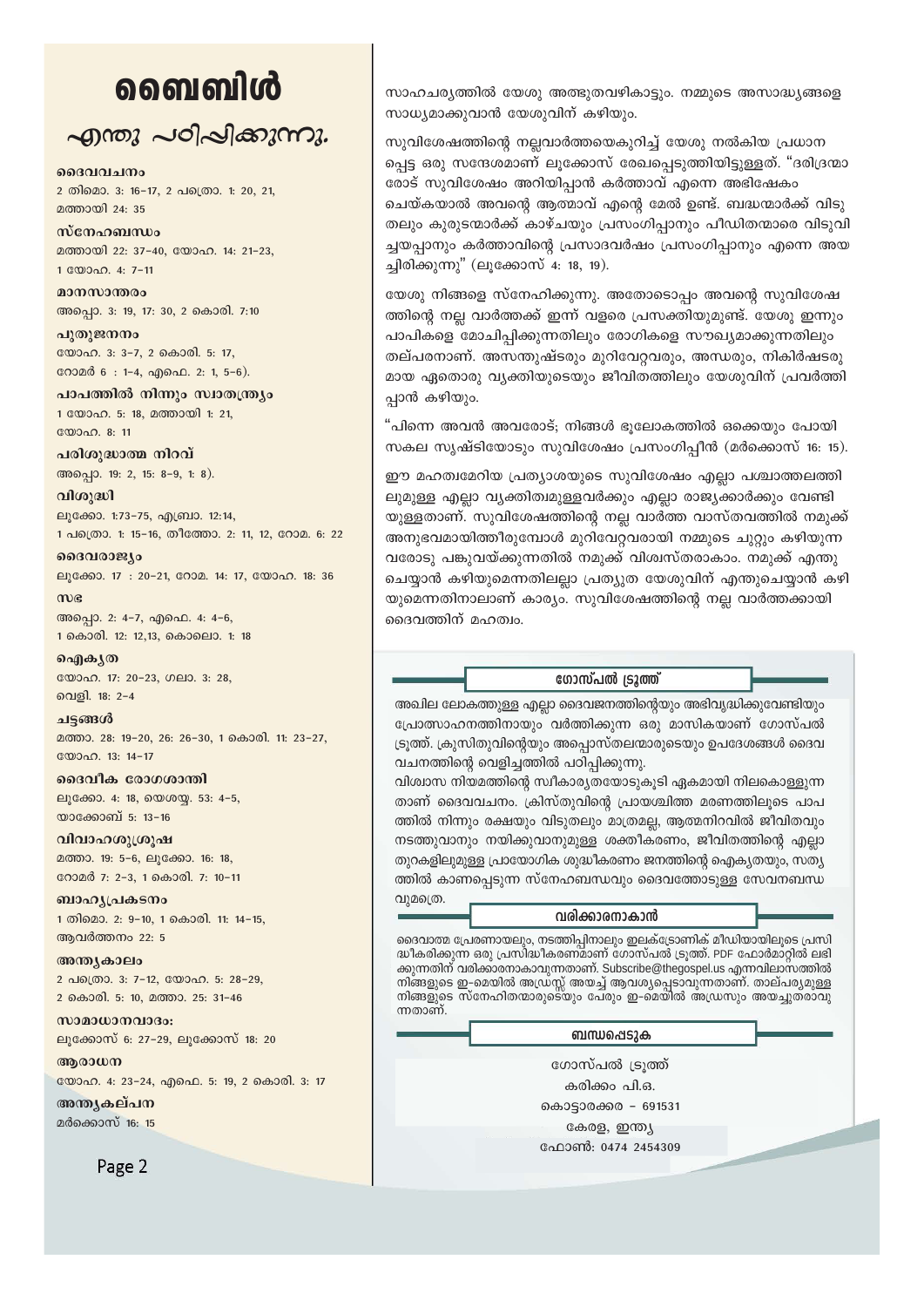# ബൈബിൾ

## എന്തു പഠിപ്പിക്കുന്നു.

**ദൈവവചനം**
2 തിമൊ. 3: 16-17, 2 പത്രൊ. 1: 20, 21, മത്തായി 24: 35

**സ്നേഹബന്ധം**
മത്തായി 22: 37-40, യോഹ. 14: 21-23, 1 യോഹ. 4: 7-11

**മാനസാന്തരം**
അപ്പൊ. 3: 19, 17: 30, 2 കൊരി. 7:10

**പുതുജനനം**
യോഹ. 3: 3-7, 2 കൊരി. 5: 17, റോമർ 6 : 1-4, എഫെ. 2: 1, 5-6).

**പാപത്തിൽ നിന്നും സ്വാതന്ത്ര്യം**
1 യോഹ. 5: 18, മത്തായി 1: 21, യോഹ. 8: 11

**പരിശുദ്ധാത്മ നിറവ്**
അപ്പൊ. 19: 2, 15: 8-9, 1: 8).

**വിശുദ്ധി**
ലൂക്കോ. 1:73-75, എബ്രാ. 12:14, 1 പത്രൊ. 1: 15-16, തീത്തോ. 2: 11, 12, റോമ. 6: 22

**ദൈവരാജ്യം**
ലൂക്കോ. 17 : 20-21, റോമ. 14: 17, യോഹ. 18: 36

**സഭ**
അപ്പൊ. 2: 4-7, എഫെ. 4: 4-6, 1 കൊരി. 12: 12,13, കൊലൊ. 1: 18

**ഐക്യത**
യോഹ. 17: 20-23, ഗലാ. 3: 28, വെളി. 18: 2-4

**ചട്ടങ്ങൾ**
മത്താ. 28: 19-20, 26: 26-30, 1 കൊരി. 11: 23-27, യോഹ. 13: 14-17

**ദൈവീക രോഗശാന്തി**
ലൂക്കോ. 4: 18, യെശയ്യ. 53: 4-5, യാക്കോബ് 5: 13-16

**വിവാഹശുശ്രൂഷ**
മത്താ. 19: 5-6, ലൂക്കോ. 16: 18, റോമർ 7: 2-3, 1 കൊരി. 7: 10-11

**ബാഹ്യപ്രകടനം**
1 തിമൊ. 2: 9-10, 1 കൊരി. 11: 14-15, ആവർത്തനം 22: 5

**അന്ത്യകാലം**
2 പത്രൊ. 3: 7-12, യോഹ. 5: 28-29, 2 കൊരി. 5: 10, മത്താ. 25: 31-46

**സമാധാനവാദം:**
ലൂക്കോസ് 6: 27-29, ലൂക്കോസ് 18: 20

**ആരാധന**
യോഹ. 4: 23-24, എഫെ. 5: 19, 2 കൊരി. 3: 17

**അന്ത്യകല്പന**
മർക്കൊസ് 16: 15

സാഹചര്യത്തിൽ യേശു അത്ഭുതവഴികാട്ടും. നമ്മുടെ അസാദ്ധ്യങ്ങളെ സാധ്യമാക്കുവാൻ യേശുവിന് കഴിയും.

സുവിശേഷത്തിന്റെ നല്ലവാർത്തയെകുറിച്ച് യേശു നൽകിയ പ്രധാന പ്പെട്ട ഒരു സന്ദേശമാണ് ലൂക്കോസ് രേഖപ്പെടുത്തിയിട്ടുള്ളത്. "ദരിദ്രന്മാരോട് സുവിശേഷം അറിയിപ്പാൻ കർത്താവ് എന്നെ അഭിഷേകം ചെയ്കയാൽ അവന്റെ ആത്മാവ് എന്റെ മേൽ ഉണ്ട്. ബദ്ധന്മാർക്ക് വിടുതലും കുരുടന്മാർക്ക് കാഴ്ചയും പ്രസംഗിപ്പാനും പീഡിതന്മാരെ വിടുവിച്ചയപ്പാനും കർത്താവിന്റെ പ്രസാദവർഷം പ്രസംഗിപ്പാനും എന്നെ അയച്ചിരിക്കുന്നു" (ലൂക്കോസ് 4: 18, 19).

യേശു നിങ്ങളെ സ്നേഹിക്കുന്നു. അതോടൊപ്പം അവന്റെ സുവിശേഷത്തിന്റെ നല്ല വാർത്തക്ക് ഇന്ന് വളരെ പ്രസക്തിയുമുണ്ട്. യേശു ഇന്നും പാപികളെ മോചിപ്പിക്കുന്നതിലും രോഗികളെ സൗഖ്യമാക്കുന്നതിലും തല്പരനാണ്. അസന്തുഷ്ടരും മുറിവേറ്റവരും, അന്ധരും, നികിർഷ്ടരുമായ ഏതൊരു വ്യക്തിയുടെയും ജീവിതത്തിലും യേശുവിന് പ്രവർത്തിപ്പാൻ കഴിയും.

"പിന്നെ അവൻ അവരോട്; നിങ്ങൾ ഭൂലോകത്തിൽ ഒക്കെയും പോയി സകല സൃഷ്ടിയോടും സുവിശേഷം പ്രസംഗിപ്പീൻ (മർക്കൊസ് 16: 15).

ഈ മഹത്വമേറിയ പ്രത്യാശയുടെ സുവിശേഷം എല്ലാ പശ്ചാത്തലത്തിലുമുള്ള എല്ലാ വ്യക്തിത്വമുള്ളവർക്കും എല്ലാ രാജ്യക്കാർക്കും വേണ്ടിയുള്ളതാണ്. സുവിശേഷത്തിന്റെ നല്ല വാർത്ത വാസ്തവത്തിൽ നമുക്ക് അനുഭവമായിത്തീരുമ്പോൾ മുറിവേറ്റവരായി നമ്മുടെ ചുറ്റും കഴിയുന്നവരോടു പങ്കുവയ്ക്കുന്നതിൽ നമുക്ക് വിശ്വസ്തരാകാം. നമുക്ക് എന്തു ചെയ്യാൻ കഴിയുമെന്നതിലല്ലാ പ്രത്യുത യേശുവിന് എന്തുചെയ്യാൻ കഴിയുമെന്നതിനാലാണ് കാര്യം. സുവിശേഷത്തിന്റെ നല്ല വാർത്തക്കായി ദൈവത്തിന് മഹത്വം.

### ഗോസ്പൽ ട്രൂത്ത്

അഖില ലോകത്തുള്ള എല്ലാ ദൈവജനത്തിന്റെയും അഭിവൃദ്ധിക്കുവേണ്ടിയും പ്രോത്സാഹനത്തിനായും വർത്തിക്കുന്ന ഒരു മാസികയാണ് ഗോസ്പൽ ട്രൂത്ത്. ക്രുസിതുവിന്റെയും അപ്പൊസ്തലന്മാരുടെയും ഉപദേശങ്ങൾ ദൈവ വചനത്തിന്റെ വെളിച്ചത്തിൽ പഠിപ്പിക്കുന്നു.

വിശ്വാസ നിയമത്തിന്റെ സ്വീകാര്യതയോടുകൂടി ഏകമായി നിലകൊള്ളുന്നതാണ് ദൈവവചനം. ക്രിസ്തുവിന്റെ പ്രായശ്ചിത്ത മരണത്തിലൂടെ പാപത്തിൽ നിന്നും രക്ഷയും വിടുതലും മാത്രമല്ല, ആത്മനിറവിൽ ജീവിതവും നടത്തുവാനും നയിക്കുവാനുമുള്ള ശക്തീകരണം, ജീവിതത്തിന്റെ എല്ലാ തുറകളിലുമുള്ള പ്രാവോഗിക ശുദ്ധീകരണം ജനത്തിന്റെ ഐക്യതയും, സത്യത്തിൽ കാണപ്പെടുന്ന സ്നേഹബന്ധവും ദൈവത്തോടുള്ള സേവനബന്ധവുമത്രെ.

### വരിക്കാരനാകാൻ

ദൈവാത്മ പ്രേരണായാലും, നടത്തിപ്പിനാലും ഇലക്ട്രോണിക് മീഡിയായിലൂടെ പ്രസിദ്ധീകരിക്കുന്ന ഒരു പ്രസിദ്ധീകരണമാണ് ഗോസ്പൽ ട്രൂത്ത്. PDF ഫോർമാറ്റിൽ ലഭിക്കുന്നതിന് വരിക്കാരനാകാവുന്നതാണ്. Subscribe@thegospel.us എന്നവിലാസത്തിൽ നിങ്ങളുടെ ഇ-മെയിൽ അഡ്രസ്സ് അയച്ച് ആവശ്യപ്പെടാവുന്നതാണ്. താല്പര്യമുള്ള നിങ്ങളുടെ സ്നേഹിതന്മാരുടെയും പേരും ഇ-മെയിൽ അഡ്രസും അയച്ചുതരാവുന്നതാണ്.

### ബന്ധപ്പെടുക

ഗോസ്പൽ ട്രൂത്ത്
കരിക്കം പി.ഒ.
കൊട്ടാരക്കര - 691531
കേരള, ഇന്ത്യ
ഫോൺ: 0474 2454309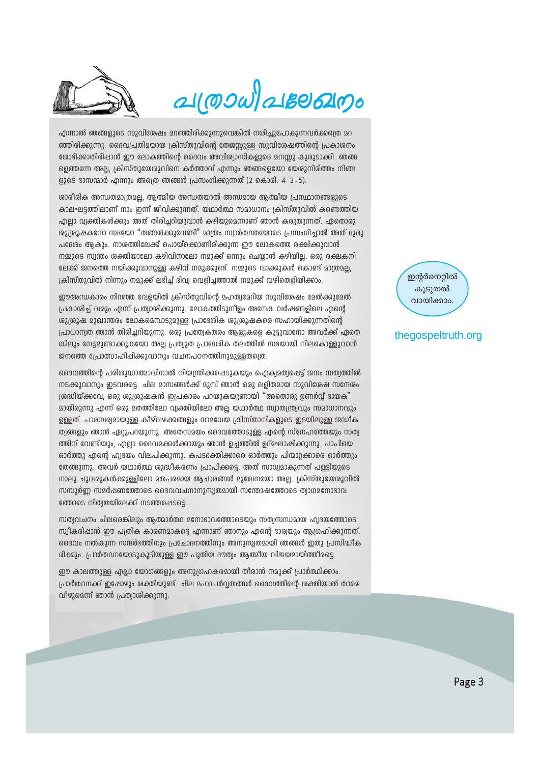# പത്രാധിപലേഖനം

എന്നാൽ ഞങ്ങളുടെ സുവിശേഷം മറഞ്ഞിരിക്കുന്നുവെങ്കിൽ നശിച്ചുപോകുന്നവർക്കത്രെ മറഞ്ഞിരിക്കുന്നു. ദൈവപ്രതിമയായ ക്രിസ്തുവിന്റെ തേജസ്സുള്ള സുവിശേഷത്തിന്റെ പ്രകാശനം ശോഭിക്കാതിരിപ്പാൻ ഈ ലോകത്തിന്റെ ദൈവം അവിശ്വാസികളുടെ മനസ്സു കുരുടാക്കി. ഞങ്ങളെത്തന്നേ അല്ല, ക്രിസ്തുയേശുവിനെ കർത്താവ് എന്നും ഞങ്ങളെയോ യേശുനിമിത്തം നിങ്ങളുടെ ദാസന്മാർ എന്നും അത്രെ ഞങ്ങൾ പ്രസംഗിക്കുന്നത് (2 കൊരി. 4: 3-5).

ശാരീരിക അന്ധതമാത്രമല്ല, ആത്മീയ അന്ധതയാൽ അന്ധമായ ആത്മീയ പ്രസ്ഥാനങ്ങളുടെ കാലഘട്ടത്തിലാണ് നാം ഇന്ന് ജീവിക്കുന്നത്. യഥാർത്ഥ സമാധാനം ക്രിസ്തുവിൽ കണ്ടെത്തിയ എല്ലാ വ്യക്തികൾക്കും അത് തിരിച്ചറിയുവാൻ കഴിയുമെന്നാണ് ഞാൻ കരുതുന്നത്. ഏതൊരു ശുശ്രൂഷകനോ സഭയോ "തങ്ങൾക്കുവേണ്ടി" മാത്രം സ്വാർത്ഥതയോടെ പ്രസംഗിച്ചാൽ അത് ദുരുപദേശം ആകും. നാശത്തിലേക്ക് പൊയ്ക്കൊണ്ടിരിക്കുന്ന ഈ ലോകത്തെ രക്ഷിക്കുവാൻ നമ്മുടെ സ്വന്തം ശക്തിയാലോ കഴിവിനാലോ നമുക്ക് ഒന്നും ചെയ്യാൻ കഴിയില്ല. ഒരു രക്ഷകനിലേക്ക് ജനത്തെ നയിക്കുവാനുള്ള കഴിവ് നമുക്കുണ്ട്. നമ്മുടെ വാക്കുകൾ കൊണ്ട് മാത്രമല്ല, ക്രിസ്തുവിൽ നിന്നും നമുക്ക് ലഭിച്ച് ദിവ്യ വെളിച്ചത്താൽ നമുക്ക് വഴിതെളിയിക്കാം.

ഈഅന്ധകാരം നിറഞ്ഞ വേളയിൽ ക്രിസ്തുവിന്റെ മഹത്വമേറിയ സുവിശേഷം മേൽക്കുമേൽ പ്രകാശിച്ച് വരും എന്ന് പ്രത്യാശിക്കുന്നു. ലോകത്തിടുനീളം അനേക വർഷങ്ങളിലെ എന്റെ ശുശ്രൂഷ മുഖാന്തരം ലോകമെമ്പാടുമുള്ള പ്രാദേശിക ശുശ്രൂഷകരെ സഹായിക്കുന്നതിന്റെ പ്രാധാന്യത ഞാൻ തിരിച്ചറിയുന്നു. ഒരു പ്രത്യേകതരം ആളുകളെ കൂട്ടുവാനോ അവർക്ക് ഏതെങ്കിലും നേട്ടമുണ്ടാക്കുകയോ അല്ല പ്രത്യുത പ്രാദേശിക തലത്തിൽ സഭയായി നിലകൊള്ളുവാൻ ജനത്തെ പ്രോത്സാഹിപ്പിക്കുവാനും വചനപഠനത്തിനുമുള്ളതത്രെ.

ദൈവത്തിന്റെ പരിശുദ്ധാത്മാവിനാൽ നിയന്ത്രിക്കപ്പെടുകയും ഐക്യമത്യപ്പെട്ട് ജനം സത്യത്തിൽ നടക്കുവാനും ഇടവരട്ടെ. ചില മാസങ്ങൾക്ക് മുമ്പ് ഞാൻ ഒരു ലളിതമായ സുവിശേഷ സന്ദേശം ശ്രദ്ധിയ്ക്കവേ, ഒരു ശുശ്രൂഷകൻ ഇപ്രകാരം പറയുകയുണ്ടായി "അതൊരു ഉണർവ്വ് ദായക" മായിരുന്നു എന്ന് ഒരു മതത്തിലോ വ്യക്തിയിലോ അല്ല യഥാർത്ഥ സ്വാതന്ത്ര്യവും സമാധാനവും ഉള്ളത്. പാരമ്പര്യമായുള്ള കീഴ്‌വഴക്കങ്ങളും നാമധേയ ക്രിസ്താനികളുടെ ഇടയിലുള്ള ജഢീകത്വങ്ങളും ഞാൻ ഏറ്റുപറയുന്നു. അതേസമയം ദൈവത്തോടുള്ള എന്റെ സ്നേഹത്തേയും സത്യത്തിന് വേണ്ടിയും, എല്ലാ ദൈവമക്കൾക്കായും ഞാൻ ഉച്ചത്തിൽ ഉദ്ഘോഷിക്കുന്നു. പാപിയെ ഓർത്തു എന്റെ ഹൃദയം വിലപിക്കുന്നു. കപടഭക്തിക്കാരെ ഓർത്തും പിന്മാറ്റക്കാരെ ഓർത്തും തേങ്ങുന്നു. അവർ യഥാർത്ഥ ശുദ്ധീകരണം പ്രാപിക്കട്ടെ. അത് സാധ്യമാകുന്നത് പള്ളിയുടെ നാലു ചുവരുകൾക്കുള്ളിലോ മതപരമായ ആചാരങ്ങൾ മുഖേനയോ അല്ല. ക്രിസ്തുയേശുവിൽ സമ്പൂർണ്ണ സമർപ്പണത്തോടെ ദൈവവചനാനുസ്യതമായി സന്തോഷത്തോടെ ത്യാഗമനോഭാവത്തോടെ നിത്യതയിലേക്ക് നടത്തപ്പെടട്ടെ.

സത്യവചനം ചിലരെങ്കിലും ആത്മാർത്ഥ മനോഭാവത്തോടെയും സത്യസന്ധമായ ഹൃദയത്തോടെ സ്വീകരിപ്പാൻ ഈ പത്രിക കാരണമാകട്ടെ എന്നാണ് ഞാനും എന്റെ ഭാര്യയും ആഗ്രഹിക്കുന്നത്. ദൈവം നൽകുന്ന സന്ദർഭത്തിനും പ്രചോദനത്തിനും അനുസൃതമായി ഞങ്ങൾ ഇതു പ്രസിദ്ധീകരിക്കും. പ്രാർത്ഥനയോടുകൂടിയുള്ള ഈ പുതിയ ദൗത്യം ആത്മീയ വിജയമായിത്തീരട്ടെ.

ഈ കാലത്തുള്ള എല്ലാ യോഗങ്ങളും അനുഗ്രഹകരമായി തീരാൻ നമുക്ക് പ്രാർത്ഥിക്കാം. പ്രാർത്ഥനക്ക് ഇപ്പോഴും ശക്തിയുണ്ട്. ചില മഹാപർവ്വതങ്ങൾ ദൈവത്തിന്റെ ശക്തിയാൽ താഴെ വീഴുമെന്ന് ഞാൻ പ്രത്യാശിക്കുന്നു.

ഇന്റർനെറ്റിൽ കൂടുതൽ വായിക്കാം.

thegospeltruth.org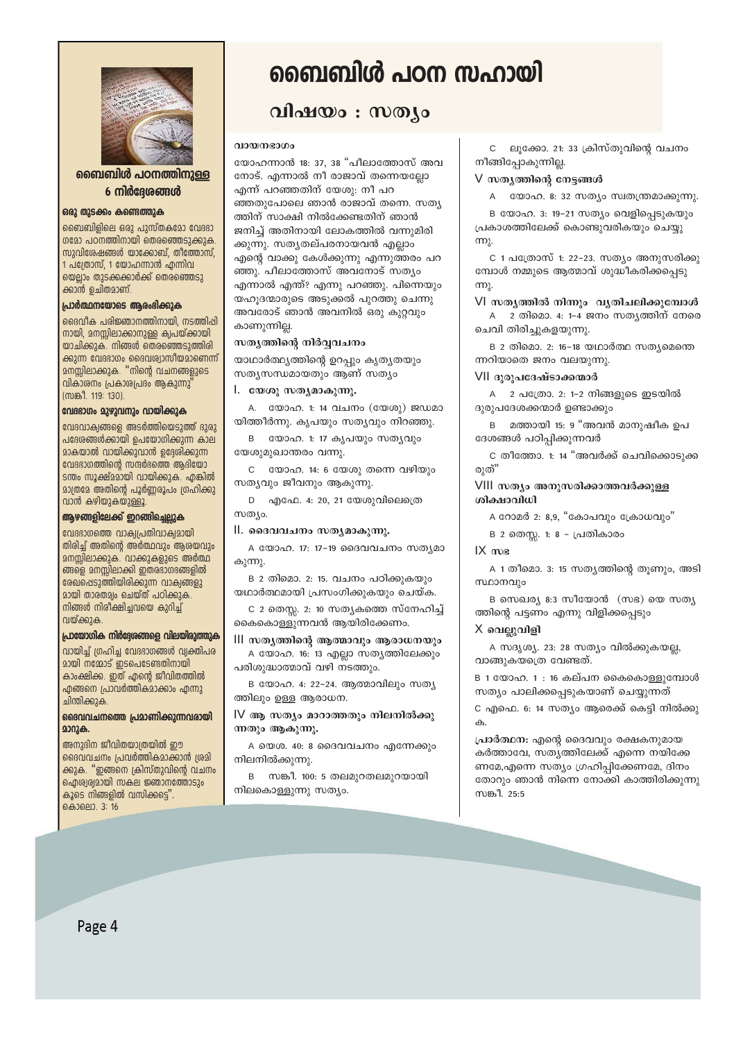# ബൈബിൾ പഠന സഹായി

## വിഷയം : സത്യം

### ബൈബിൾ പഠനത്തിനുള്ള 6 നിർദ്ദേശങ്ങൾ

**ഒരു തുടക്കം കണ്ടെത്തുക**

ബൈബിളിലെ ഒരു പുസ്തകമോ വേദഭാഗമോ പഠനത്തിനായി തെരഞ്ഞെടുക്കുക. സുവിശേഷങ്ങൾ യാക്കോബ്, തീത്തോസ്, 1 പത്രോസ്, 1 യോഹന്നാൻ എന്നിവയെല്ലാം തുടക്കക്കാർക്ക് തെരഞ്ഞെടുക്കാൻ ഉചിതമാണ്.

**പ്രാർത്ഥനയോടെ ആരംഭിക്കുക**

ദൈവീക പരിജ്ഞാനത്തിനായി, നടത്തിപ്പിനായി, മനസ്സിലാക്കാനുള്ള കൃപയ്ക്കായി യാചിക്കുക. നിങ്ങൾ തെരഞ്ഞെടുത്തിരിക്കുന്ന വേദഭാഗം ദൈവശ്വാസീയമാണെന്ന് മനസ്സിലാക്കുക. "നിന്റെ വചനങ്ങളുടെ വികാശനം പ്രകാശപ്രദം ആകുന്നു" (സങ്കീ. 119: 130).

**വേദഭാഗം മുഴുവനും വായിക്കുക**

വേദവാക്യങ്ങളെ അടർത്തിയെടുത്ത് ദുരുപദേശങ്ങൾക്കായി ഉപയോഗിക്കുന്ന കാലമാകയാൽ വായിക്കുവാൻ ഉദ്ദേശിക്കുന്ന വേദഭാഗത്തിന്റെ സന്ദർഭത്തെ ആദിയോടന്തം സൂക്ഷ്മമായി വായിക്കുക. എങ്കിൽ മാത്രമേ അതിന്റെ പൂർണ്ണരൂപം ഗ്രഹിക്കുവാൻ കഴിയുകയുള്ളു.

**ആഴങ്ങളിലേക്ക് ഇറങ്ങിച്ചെല്ലുക**

വേദഭാഗത്തെ വാക്യപ്രതിവാക്യമായി തിരിച്ച് അതിന്റെ അർത്ഥവും ആശയവും മനസ്സിലാക്കുക. വാക്കുകളുടെ അർത്ഥങ്ങളെ മനസ്സിലാക്കി ഇതരഭാഗങ്ങളിൽ രേഖപ്പെടുത്തിയിരിക്കുന്ന വാക്യങ്ങളുമായി താരതമ്യം ചെയ്ത് പഠിക്കുക. നിങ്ങൾ നിരീക്ഷിച്ചവയെ കുറിച്ച് വയ്ക്കുക.

**പ്രായോഗിക നിർദ്ദേശങ്ങളെ വിലയിരുത്തുക**

വായിച്ച് ഗ്രഹിച്ച വേദഭാഗങ്ങൾ വ്യക്തിപരമായി നമ്മോട് ഇടപെടേണ്ടതിനായി കാംക്ഷിക്ക. ഇത് എന്റെ ജീവിതത്തിൽ എങ്ങനെ പ്രാവർത്തികമാക്കാം എന്നു ചിന്തിക്കുക.

**ദൈവവചനത്തെ പ്രമാണിക്കുന്നവരായി മാറുക.**

അനുദിന ജീവിതയാത്രയിൽ ഈ ദൈവവചനം പ്രവർത്തികമാക്കാൻ ശ്രമിക്കുക. "ഇങ്ങനെ ക്രിസ്തുവിന്റെ വചനം ഐശ്വര്യമായി സകല ജ്ഞാനത്തോടും കൂടെ നിങ്ങളിൽ വസിക്കട്ടെ". കൊലൊ. 3: 16

**വായനഭാഗം**

യോഹന്നാൻ 18: 37, 38 "പീലാത്തോസ് അവനോട്. എന്നാൽ നീ രാജാവ് തന്നെയല്ലോ എന്ന് പറഞ്ഞതിന് യേശു: നീ പറഞ്ഞതുപോലെ ഞാൻ രാജാവ് തന്നെ. സത്യത്തിന് സാക്ഷി നിൽക്കേണ്ടതിന് ഞാൻ ജനിച്ച് അതിനായി ലോകത്തിൽ വന്നുമിരിക്കുന്നു. സത്യതല്പരനായവൻ എല്ലാം എന്റെ വാക്കു കേൾക്കുന്നു എന്നുത്തരം പറഞ്ഞു. പീലാത്തോസ് അവനോട് സത്യം എന്നാൽ എന്ത്? എന്നു പറഞ്ഞു. പിന്നെയും യഹൂദന്മാരുടെ അടുക്കൽ പുറത്തു ചെന്നു അവരോട് ഞാൻ അവനിൽ ഒരു കുറ്റവും കാണുന്നില്ല.

**സത്യത്തിന്റെ നിർവ്വചനം**

യാഥാർത്ഥ്യത്തിന്റെ ഉറപ്പും കൃത്യതയും സത്യസന്ധമായതും ആണ് സത്യം

**I. യേശു സത്യമാകുന്നു.**

A. യോഹ. 1: 14 വചനം (യേശു) ജഡമായിത്തീർന്നു. കൃപയും സത്യവും നിറഞ്ഞു.

B യോഹ. 1: 17 കൃപയും സത്യവും യേശുമുഖാന്തരം വന്നു.

C യോഹ. 14: 6 യേശു തന്നെ വഴിയും സത്യവും ജീവനും ആകുന്നു.

D എഫേ. 4: 20, 21 യേശുവിലത്രെ സത്യം.

**II. ദൈവവചനം സത്യമാകുന്നു.**

A യോഹ. 17: 17-19 ദൈവവചനം സത്യമാകുന്നു.

B 2 തിമൊ. 2: 15. വചനം പഠിക്കുകയും യഥാർത്ഥമായി പ്രസംഗിക്കുകയും ചെയ്ക.

C 2 തെസ്സ. 2: 10 സത്യത്തെ സ്നേഹിച്ച് കൈക്കൊള്ളുന്നവൻ ആയിരിക്കേണം.

**III സത്യത്തിന്റെ ആത്മാവും ആരാധനയും**

A യോഹ. 16: 13 എല്ലാ സത്യത്തിലേക്കും പരിശുദ്ധാത്മാവ് വഴി നടത്തും.

B യോഹ. 4: 22-24. ആത്മാവിലും സത്യത്തിലും ഉള്ള ആരാധന.

**IV ആ സത്യം മാറാത്തതും നിലനിൽക്കുന്നതും ആകുന്നു.**

A യെശ. 40: 8 ദൈവവചനം എന്നേക്കും നിലനിൽക്കുന്നു.

B സങ്കീ. 100: 5 തലമുറതലമുറയായി നിലകൊള്ളുന്നു സത്യം.

C ലൂക്കോ. 21: 33 ക്രിസ്തുവിന്റെ വചനം നീങ്ങിപ്പോകുന്നില്ല.

**V സത്യത്തിന്റെ നേട്ടങ്ങൾ**

A യോഹ. 8: 32 സത്യം സ്വതന്ത്രമാക്കുന്നു.

B യോഹ. 3: 19-21 സത്യം വെളിപ്പെടുകയും പ്രകാശത്തിലേക്ക് കൊണ്ടുവരികയും ചെയ്യുന്നു.

C 1 പത്രോസ് 1: 22-23. സത്യം അനുസരിക്കുമ്പോൾ നമ്മുടെ ആത്മാവ് ശുദ്ധീകരിക്കപ്പെടുന്നു.

**VI സത്യത്തിൽ നിന്നും വ്യതിചലിക്കുമ്പോൾ**

A 2 തിമൊ. 4: 1-4 ജനം സത്യത്തിന് നേരെ ചെവി തിരിച്ചുകളയുന്നു.

B 2 തിമൊ. 2: 16-18 യഥാർത്ഥ സത്യമെന്തെന്നറിയാതെ ജനം വലയുന്നു.

**VII ദുരുപദേഷ്ടാക്കന്മാർ**

A 2 പത്രോ. 2: 1-2 നിങ്ങളുടെ ഇടയിൽ ദുരുപദേശക്കന്മാർ ഉണ്ടാക്കും

B മത്തായി 15: 9 "അവൻ മാനുഷീക ഉപദേശങ്ങൾ പഠിപ്പിക്കുന്നവർ

C തീത്തോ. 1: 14 "അവർക്ക് ചെവിക്കൊടുക്കരുത്"

**VIII സത്യം അനുസരിക്കാത്തവർക്കുള്ള ശിക്ഷാവിധി**

A റോമർ 2: 8,9, "കോപവും ക്രോധവും"

B 2 തെസ്സ. 1: 8 - പ്രതികാരം

**IX സഭ**

A 1 തിമോ. 3: 15 സത്യത്തിന്റെ തൂണും, അടിസ്ഥാനവും

B സെഖര്യ 8:3 സീയോൻ (സഭ) യെ സത്യത്തിന്റെ പട്ടണം എന്നു വിളിക്കപ്പെടും

**X വെല്ലുവിളി**

A സദൃശ്യ. 23: 28 സത്യം വിൽക്കുകയല്ല, വാങ്ങുകയത്രെ വേണ്ടത്.

B 1 യോഹ. 1 : 16 കല്പന കൈകൊള്ളുമ്പോൾ സത്യം പാലിക്കപ്പെടുകയാണ് ചെയ്യുന്നത്

C എഫെ. 6: 14 സത്യം ആരെക്ക് കെട്ടി നിൽക്കുക.

**പ്രാർത്ഥന:** എന്റെ ദൈവവും രക്ഷകനുമായ കർത്താവേ, സത്യത്തിലേക്ക് എന്നെ നയിക്കേണമേ,എന്നെ സത്യം ഗ്രഹിപ്പിക്കേണമേ, ദിനം തോറും ഞാൻ നിന്നെ നോക്കി കാത്തിരിക്കുന്നു സങ്കീ. 25:5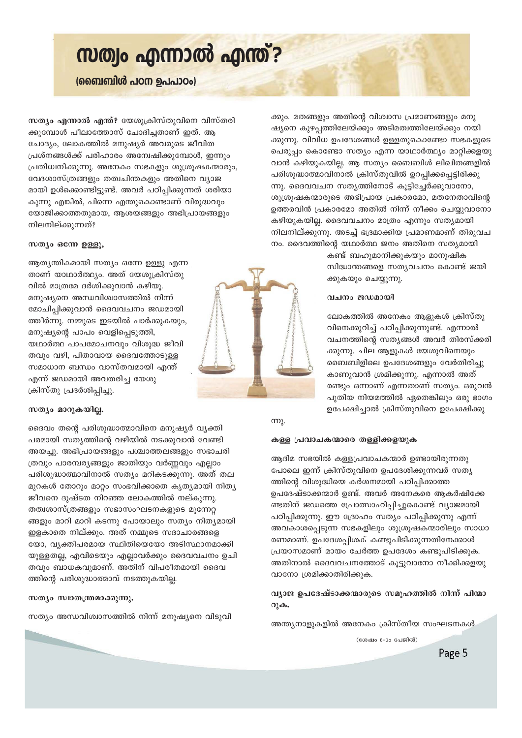# സത്യം എന്നാൽ എന്ത്?

## (ബൈബിൾ പഠന ഉപപാഠം)

**സത്യം എന്നാൽ എന്ത്?** യേശുക്രിസ്തുവിനെ വിസ്തരിക്കുമ്പോൾ പീലാത്തോസ് ചോദിച്ചതാണ് ഇത്. ആ ചോദ്യം, ലോകത്തിൽ മനുഷ്യർ അവരുടെ ജീവിത പ്രശ്നങ്ങൾക്ക് പരിഹാരം അന്വേഷിക്കുമ്പോൾ, ഇന്നും പ്രതിധ്വനിക്കുന്നു. അനേകം സഭകളും ശുശ്രൂഷകന്മാരും, വേദശാസ്ത്രങ്ങളും തത്വചിന്തകളും അതിനെ വ്യാജമായി ഉൾക്കൊണ്ടിട്ടുണ്ട്. അവർ പഠിപ്പിക്കുന്നത് ശരിയാകുന്നു എങ്കിൽ, പിന്നെ എന്തുകൊണ്ടാണ് വിരുദ്ധവും യോജിക്കാത്തതുമായ, ആശയങ്ങളും അഭിപ്രായങ്ങളും നിലനില്ക്കുന്നത്?

### സത്യം ഒന്നേ ഉള്ളൂ,

ആത്യന്തികമായി സത്യം ഒന്നേ ഉള്ളൂ എന്നതാണ് യാഥാർത്ഥ്യം. അത് യേശുക്രിസ്തുവിൽ മാത്രമേ ദർശിക്കുവാൻ കഴിയൂ. മനുഷ്യനെ അന്ധവിശ്വാസത്തിൽ നിന്ന് മോചിപ്പിക്കുവാൻ ദൈവവചനം ജഡമായി തീർന്നു. നമ്മുടെ ഇടയിൽ പാർക്കുകയും, മനുഷ്യന്റെ പാപം വെളിപ്പെടുത്തി, യഥാർത്ഥ പാപമോചനവും വിശുദ്ധ ജീവിതവും വഴി, പിതാവായ ദൈവത്തോടുള്ള സമാധാന ബന്ധം വാസ്തവമായി എന്ത് എന്ന് ജഡമായി അവതരിച്ച യേശുക്രിസ്തു പ്രദർശിപ്പിച്ചു.

### സത്യം മാറുകയില്ല.

ദൈവം തന്റെ പരിശുദ്ധാത്മാവിനെ മനുഷ്യർ വ്യക്തിപരമായി സത്യത്തിന്റെ വഴിയിൽ നടക്കുവാൻ വേണ്ടി അയച്ചു. അഭിപ്രായങ്ങളും പശ്ചാത്തലങ്ങളും സഭാചരിത്രവും പാരമ്പര്യങ്ങളും ജാതിയും വർണ്ണവും എല്ലാം പരിശുദ്ധാത്മാവിനാൽ സത്യം മറികടക്കുന്നു. അത് തലമുറകൾ തോറും മാറ്റം സംഭവിക്കാതെ കൃത്യമായി നിത്യജീവനെ ദുഷ്ടത നിറഞ്ഞ ലോകത്തിൽ നല്കുന്നു. തത്വശാസ്ത്രങ്ങളും സഭാസംഘടനകളുടെ മുന്നേറ്റങ്ങളും മാറി മാറി കടന്നു പോയാലും സത്യം നിത്യമായി ഇളകാതെ നില്ക്കും. അത് നമ്മുടെ സദാചാരങ്ങളെയോ, വ്യക്തിപരമായ സ്ഥിതിയെയോ അടിസ്ഥാനമാക്കിയുള്ളതല്ല, എവിടെയും എല്ലാവർക്കും ദൈവവചനം ഉചിതവും ബാധകവുമാണ്. അതിന് വിപരീതമായി ദൈവത്തിന്റെ പരിശുദ്ധാത്മാവ് നടത്തുകയില്ല.

### സത്യം സ്വാതന്ത്രമാക്കുന്നു.

സത്യം അന്ധവിശ്വാസത്തിൽ നിന്ന് മനുഷ്യനെ വിടുവിക്കും. മതങ്ങളും അതിന്റെ വിശ്വാസ പ്രമാണങ്ങളും മനുഷ്യനെ കുഴപ്പത്തിലേയ്ക്കും അടിമത്വത്തിലേയ്ക്കും നയിക്കുന്നു. വിവിധ ഉപദേശങ്ങൾ ഉള്ളതുകൊണ്ടോ സഭകളുടെ പെരുപ്പം കൊണ്ടോ സത്യം എന്ന യാഥാർത്ഥ്യം മാറ്റിക്കളയുവാൻ കഴിയുകയില്ല. ആ സത്യം ബൈബിൾ ലിഖിതങ്ങളിൽ പരിശുദ്ധാത്മാവിനാൽ ക്രിസ്തുവിൽ ഉറപ്പിക്കപ്പെട്ടിരിക്കുന്നു. ദൈവവചന സത്യത്തിനോട് കൂട്ടിച്ചേർക്കുവാനോ, ശുശ്രൂഷകന്മാരുടെ അഭിപ്രായ പ്രകാരമോ, മതനേതാവിന്റെ ഉത്തരവിൻ പ്രകാരമോ അതിൽ നിന്ന് നീക്കം ചെയ്യുവാനോ കഴിയുകയില്ല. ദൈവവചനം മാത്രം എന്നും സത്യമായി നിലനില്ക്കുന്നു. അടച്ച് ഭദ്രമാക്കിയ പ്രമാണമാണ് തിരുവചനം. ദൈവത്തിന്റെ യഥാർത്ഥ ജനം അതിനെ സത്യമായി കണ്ട് ബഹുമാനിക്കുകയും മാനുഷിക സിദ്ധാന്തങ്ങളെ സത്യവചനം കൊണ്ട് ജയിക്കുകയും ചെയ്യുന്നു.

### വചനം ജഡമായി

ലോകത്തിൽ അനേകം ആളുകൾ ക്രിസ്തുവിനെക്കുറിച്ച് പഠിപ്പിക്കുന്നുണ്ട്. എന്നാൽ വചനത്തിന്റെ സത്യങ്ങൾ അവർ തിരസ്ക്കരിക്കുന്നു. ചില ആളുകൾ യേശുവിനെയും ബൈബിളിലെ ഉപദേശങ്ങളും വേർതിരിച്ചു കാണുവാൻ ശ്രമിക്കുന്നു. എന്നാൽ അത് രണ്ടും ഒന്നാണ് എന്നതാണ് സത്യം. ഒരുവൻ പുതിയ നിയമത്തിൽ ഏതെങ്കിലും ഒരു ഭാഗം ഉപേക്ഷിച്ചാൽ ക്രിസ്തുവിനെ ഉപേക്ഷിക്കുന്നു.

### കള്ള പ്രവാചകന്മാരെ തള്ളിക്കളയുക

ആദിമ സഭയിൽ കള്ളപ്രവാചകന്മാർ ഉണ്ടായിരുന്നതു പോലെ ഇന്ന് ക്രിസ്തുവിനെ ഉപദേശിക്കുന്നവർ സത്യത്തിന്റെ വിശുദ്ധിയെ കർശനമായി പഠിപ്പിക്കാത്ത ഉപദേഷ്ടാക്കന്മാർ ഉണ്ട്. അവർ അനേകരെ ആകർഷിക്കേണ്ടതിന് ജഡത്തെ പ്രോത്സാഹിപ്പിച്ചുകൊണ്ട് വ്യാജമായി പഠിപ്പിക്കുന്നു. ഈ ദ്രോഹം സത്യം പഠിപ്പിക്കുന്നു എന്ന് അവകാശപ്പെടുന്ന സഭകളിലും ശുശ്രൂഷകന്മാരിലും സാധാരണമാണ്. ഉപദേശപ്പിശക് കണ്ടുപിടിക്കുന്നതിനേക്കാൾ പ്രയാസമാണ് മായം ചേർത്ത ഉപദേശം കണ്ടുപിടിക്കുക. അതിനാൽ ദൈവവചനത്തോട് കൂട്ടുവാനോ നീക്കിക്കളയുവാനോ ശ്രമിക്കാതിരിക്കുക.

### വ്യാജ ഉപദേഷ്ടാക്കന്മാരുടെ സമൂഹത്തിൽ നിന്ന് പിന്മാറുക.

അന്ത്യനാളുകളിൽ അനേകം ക്രിസ്തീയ സംഘടനകൾ

(ശേഷം 6-ാം പേജിൽ)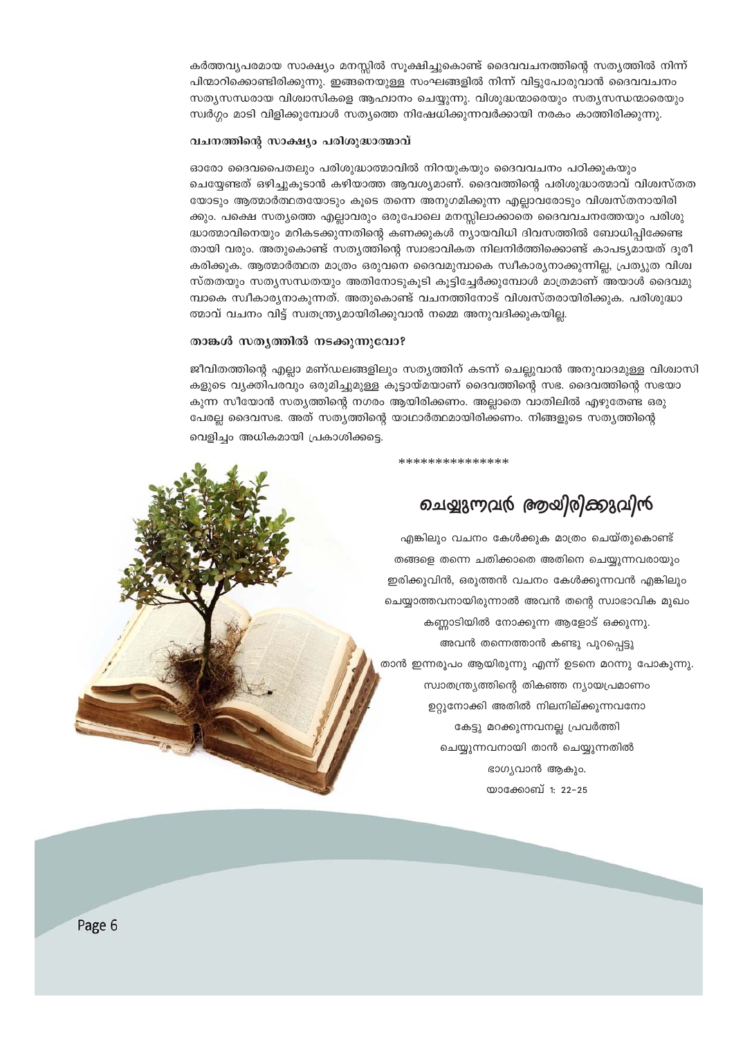കർത്തവ്യപരമായ സാക്ഷ്യം മനസ്സിൽ സൂക്ഷിച്ചുകൊണ്ട് ദൈവവചനത്തിന്റെ സത്യത്തിൽ നിന്ന് പിന്മാറിക്കൊണ്ടിരിക്കുന്നു. ഇങ്ങനെയുള്ള സംഘങ്ങളിൽ നിന്ന് വിട്ടുപോരുവാൻ ദൈവവചനം സത്യസന്ധരായ വിശ്വാസികളെ ആഹ്വാനം ചെയ്യുന്നു. വിശുദ്ധന്മാരെയും സത്യസന്ധന്മാരെയും സ്വർഗ്ഗം മാടി വിളിക്കുമ്പോൾ സത്യത്തെ നിഷേധിക്കുന്നവർക്കായി നരകം കാത്തിരിക്കുന്നു.

### വചനത്തിന്റെ സാക്ഷ്യം പരിശുദ്ധാത്മാവ്

ഓരോ ദൈവപൈതലും പരിശുദ്ധാത്മാവിൽ നിറയുകയും ദൈവവചനം പഠിക്കുകയും ചെയ്യേണ്ടത് ഒഴിച്ചുകൂടാൻ കഴിയാത്ത ആവശ്യമാണ്. ദൈവത്തിന്റെ പരിശുദ്ധാത്മാവ് വിശ്വസ്തതയോടും ആത്മാർത്ഥതയോടും കൂടെ തന്നെ അനുഗമിക്കുന്ന എല്ലാവരോടും വിശ്വസ്തനായിരിക്കും. പക്ഷെ സത്യത്തെ എല്ലാവരും ഒരുപോലെ മനസ്സിലാക്കാതെ ദൈവവചനത്തേയും പരിശുദ്ധാത്മാവിനെയും മറികടക്കുന്നതിന്റെ കണക്കുകൾ ന്യായവിധി ദിവസത്തിൽ ബോധിപ്പിക്കേണ്ടതായി വരും. അതുകൊണ്ട് സത്യത്തിന്റെ സ്വാഭാവികത നിലനിർത്തിക്കൊണ്ട് കാപട്യമായത് ദൂരീകരിക്കുക. ആത്മാർത്ഥത മാത്രം ഒരുവനെ ദൈവമുമ്പാകെ സ്വീകാര്യനാക്കുന്നില്ല, പ്രത്യുത വിശ്വസ്തതയും സത്യസന്ധതയും അതിനോടുകൂടി കൂട്ടിച്ചേർക്കുമ്പോൾ മാത്രമാണ് അയാൾ ദൈവമുമ്പാകെ സ്വീകാര്യനാകുന്നത്. അതുകൊണ്ട് വചനത്തിനോട് വിശ്വസ്തരായിരിക്കുക. പരിശുദ്ധാത്മാവ് വചനം വിട്ട് സ്വതന്ത്ര്യമായിരിക്കുവാൻ നമ്മെ അനുവദിക്കുകയില്ല.

### താങ്കൾ സത്യത്തിൽ നടക്കുന്നുവോ?

ജീവിതത്തിന്റെ എല്ലാ മണ്ഡലങ്ങളിലും സത്യത്തിന് കടന്ന് ചെല്ലുവാൻ അനുവാദമുള്ള വിശ്വാസികളുടെ വ്യക്തിപരവും ഒരുമിച്ചുമുള്ള കൂട്ടായ്മയാണ് ദൈവത്തിന്റെ സഭ. ദൈവത്തിന്റെ സഭയാകുന്ന സീയോൻ സത്യത്തിന്റെ നഗരം ആയിരിക്കണം. അല്ലാതെ വാതിലിൽ എഴുതേണ്ട ഒരു പേരല്ല ദൈവസഭ. അത് സത്യത്തിന്റെ യാഥാർത്ഥമായിരിക്കണം. നിങ്ങളുടെ സത്യത്തിന്റെ വെളിച്ചം അധികമായി പ്രകാശിക്കട്ടെ.

**************

## ചെയ്യുന്നവർ ആയിരിക്കുവിൻ

എങ്കിലും വചനം കേൾക്കുക മാത്രം ചെയ്തുകൊണ്ട്
തങ്ങളെ തന്നെ ചതിക്കാതെ അതിനെ ചെയ്യുന്നവരായും
ഇരിക്കുവിൻ, ഒരുത്തൻ വചനം കേൾക്കുന്നവൻ എങ്കിലും
ചെയ്യാത്തവനായിരുന്നാൽ അവൻ തന്റെ സ്വാഭാവിക മുഖം
കണ്ണാടിയിൽ നോക്കുന്ന ആളോട് ഒക്കുന്നു.
അവൻ തന്നെത്താൻ കണ്ടു പുറപ്പെട്ടു
താൻ ഇന്നരൂപം ആയിരുന്നു എന്ന് ഉടനെ മറന്നു പോകുന്നു.
സ്വാതന്ത്ര്യത്തിന്റെ തികഞ്ഞ ന്യായപ്രമാണം
ഉറ്റുനോക്കി അതിൽ നിലനില്ക്കുന്നവനോ
കേട്ടു മറക്കുന്നവനല്ല പ്രവർത്തി
ചെയ്യുന്നവനായി താൻ ചെയ്യുന്നതിൽ
ഭാഗ്യവാൻ ആകും.
യാക്കോബ് 1: 22-25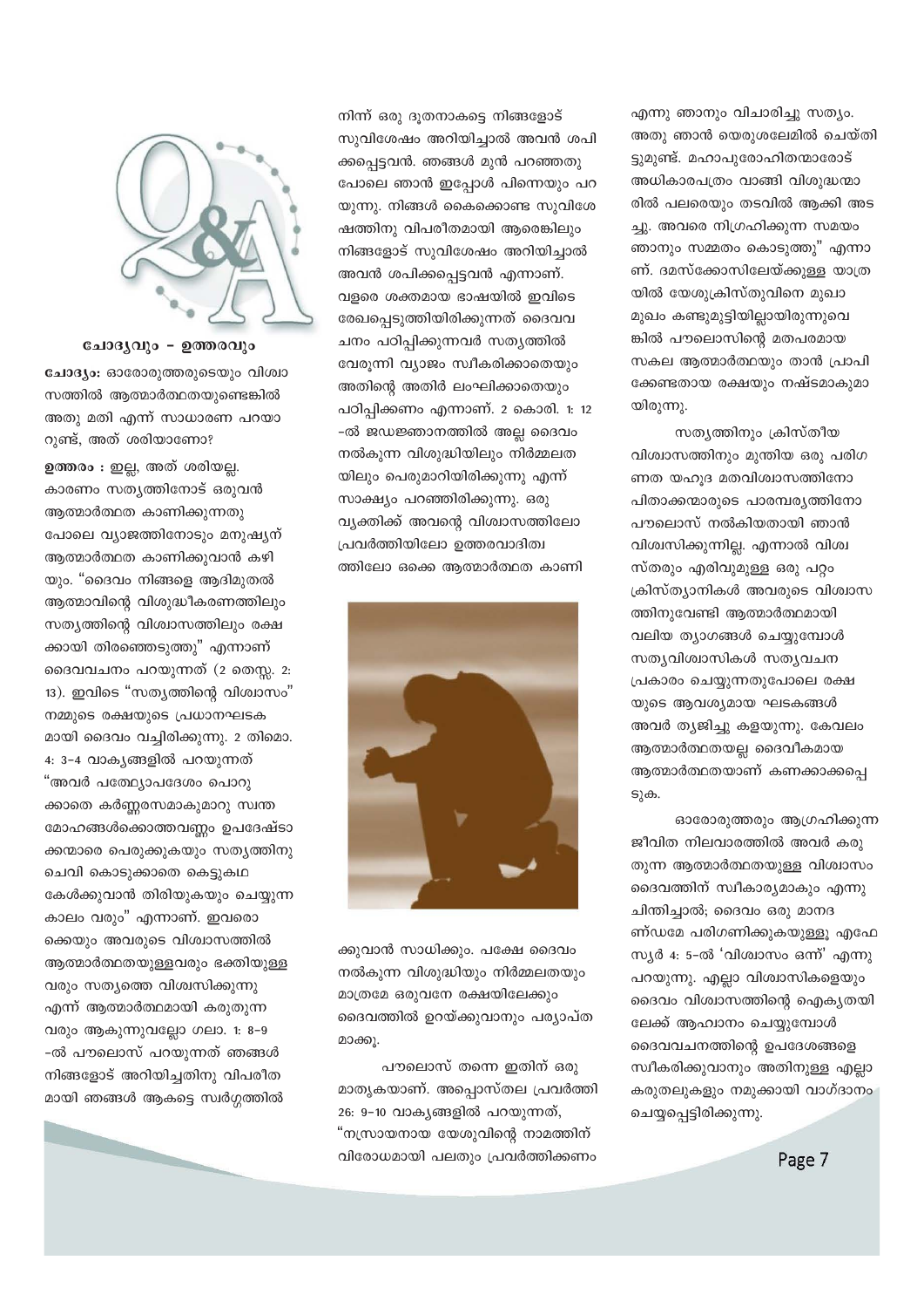## ചോദ്യവും - ഉത്തരവും

**ചോദ്യം:** ഓരോരുത്തരുടെയും വിശ്വാസത്തിൽ ആത്മാർത്ഥതയുണ്ടെങ്കിൽ അതു മതി എന്ന് സാധാരണ പറയാറുണ്ട്, അത് ശരിയാണോ?

**ഉത്തരം :** ഇല്ല, അത് ശരിയല്ല. കാരണം സത്യത്തിനോട് ഒരുവൻ ആത്മാർത്ഥത കാണിക്കുന്നതു പോലെ വ്യാജത്തിനോടും മനുഷ്യന് ആത്മാർത്ഥത കാണിക്കുവാൻ കഴിയും. "ദൈവം നിങ്ങളെ ആദിമുതൽ ആത്മാവിന്റെ വിശുദ്ധീകരണത്തിലും സത്യത്തിന്റെ വിശ്വാസത്തിലും രക്ഷക്കായി തിരഞ്ഞെടുത്തു" എന്നാണ് ദൈവവചനം പറയുന്നത് (2 തെസ്സ. 2: 13). ഇവിടെ "സത്യത്തിന്റെ വിശ്വാസം" നമ്മുടെ രക്ഷയുടെ പ്രധാനഘടകമായി ദൈവം വച്ചിരിക്കുന്നു. 2 തിമൊ. 4: 3-4 വാക്യങ്ങളിൽ പറയുന്നത് "അവർ പത്ഥ്യോപദേശം പൊറുക്കാതെ കർണ്ണരസമാകുമാറു സ്വന്ത മോഹങ്ങൾക്കൊത്തവണ്ണം ഉപദേഷ്ടാക്കന്മാരെ പെരുക്കുകയും സത്യത്തിനു ചെവി കൊടുക്കാതെ കെട്ടുകഥ കേൾക്കുവാൻ തിരിയുകയും ചെയ്യുന്ന കാലം വരും" എന്നാണ്. ഇവരൊക്കെയും അവരുടെ വിശ്വാസത്തിൽ ആത്മാർത്ഥതയുള്ളവരും ഭക്തിയുള്ളവരും സത്യത്തെ വിശ്വസിക്കുന്നു എന്ന് ആത്മാർത്ഥമായി കരുതുന്നവരും ആകുന്നുവല്ലോ ഗലാ. 1: 8-9 -ൽ പൗലൊസ് പറയുന്നത് ഞങ്ങൾ നിങ്ങളോട് അറിയിച്ചതിനു വിപരീതമായി ഞങ്ങൾ ആകട്ടെ സ്വർഗ്ഗത്തിൽ നിന്ന് ഒരു ദൂതനാകട്ടെ നിങ്ങളോട് സുവിശേഷം അറിയിച്ചാൽ അവൻ ശപിക്കപ്പെട്ടവൻ. ഞങ്ങൾ മുൻ പറഞ്ഞതു പോലെ ഞാൻ ഇപ്പോൾ പിന്നെയും പറയുന്നു. നിങ്ങൾ കൈക്കൊണ്ട സുവിശേഷത്തിനു വിപരീതമായി ആരെങ്കിലും നിങ്ങളോട് സുവിശേഷം അറിയിച്ചാൽ അവൻ ശപിക്കപ്പെട്ടവൻ എന്നാണ്. വളരെ ശക്തമായ ഭാഷയിൽ ഇവിടെ രേഖപ്പെടുത്തിയിരിക്കുന്നത് ദൈവവചനം പഠിപ്പിക്കുന്നവർ സത്യത്തിൽ വേരൂന്നി വ്യാജം സ്വീകരിക്കാതെയും അതിന്റെ അതിർ ലംഘിക്കാതെയും പഠിപ്പിക്കണം എന്നാണ്. 2 കൊരി. 1: 12 -ൽ ജഡജ്ഞാനത്തിൽ അല്ല ദൈവം നൽകുന്ന വിശുദ്ധിയിലും നിർമ്മലതയിലും പെരുമാറിയിരിക്കുന്നു എന്ന് സാക്ഷ്യം പറഞ്ഞിരിക്കുന്നു. ഒരു വ്യക്തിക്ക് അവന്റെ വിശ്വാസത്തിലോ പ്രവർത്തിയിലോ ഉത്തരവാദിത്വത്തിലോ ഒക്കെ ആത്മാർത്ഥത കാണിക്കുവാൻ സാധിക്കും. പക്ഷേ ദൈവം നൽകുന്ന വിശുദ്ധിയും നിർമ്മലതയും മാത്രമേ ഒരുവനേ രക്ഷയിലേക്കും ദൈവത്തിൽ ഉറയ്ക്കുവാനും പര്യാപ്തമാക്കൂ.

പൗലൊസ് തന്നെ ഇതിന് ഒരു മാതൃകയാണ്. അപ്പൊസ്തല പ്രവർത്തി 26: 9-10 വാക്യങ്ങളിൽ പറയുന്നത്, "നസ്രായനായ യേശുവിന്റെ നാമത്തിന് വിരോധമായി പലതും പ്രവർത്തിക്കണം എന്നു ഞാനും വിചാരിച്ചു സത്യം. അതു ഞാൻ യെരുശലേമിൽ ചെയ്തിട്ടുമുണ്ട്. മഹാപുരോഹിതന്മാരോട് അധികാരപത്രം വാങ്ങി വിശുദ്ധന്മാരിൽ പലരെയും തടവിൽ ആക്കി അടച്ചു. അവരെ നിഗ്രഹിക്കുന്ന സമയം ഞാനും സമ്മതം കൊടുത്തു" എന്നാണ്. ദമസ്ക്കോസിലേയ്ക്കുള്ള യാത്രയിൽ യേശുക്രിസ്തുവിനെ മുഖാമുഖം കണ്ടുമുട്ടിയില്ലായിരുന്നുവെങ്കിൽ പൗലൊസിന്റെ മതപരമായ സകല ആത്മാർത്ഥയും താൻ പ്രാപിക്കേണ്ടതായ രക്ഷയും നഷ്ടമാകുമായിരുന്നു.

സത്യത്തിനും ക്രിസ്തീയ വിശ്വാസത്തിനും മുന്തിയ ഒരു പരിഗണതയ യഹൂദ മതവിശ്വാസത്തിനോ പിതാക്കന്മാരുടെ പാരമ്പര്യത്തിനോ പൗലൊസ് നൽകിയതായി ഞാൻ വിശ്വസിക്കുന്നില്ല. എന്നാൽ വിശ്വസ്തരും എരിവുമുള്ള ഒരു പറ്റം ക്രിസ്ത്യാനികൾ അവരുടെ വിശ്വാസത്തിനുവേണ്ടി ആത്മാർത്ഥമായി വലിയ ത്യാഗങ്ങൾ ചെയ്യുമ്പോൾ സത്യവിശ്വാസികൾ സത്യവചന പ്രകാരം ചെയ്യുന്നതുപോലെ രക്ഷയുടെ ആവശ്യമായ ഘടകങ്ങൾ അവർ ത്യജിച്ചു കളയുന്നു. കേവലം ആത്മാർത്ഥതയല്ല ദൈവീകമായ ആത്മാർത്ഥതയാണ് കണക്കാക്കപ്പെടുക.

ഓരോരുത്തരും ആഗ്രഹിക്കുന്ന ജീവിത നിലവാരത്തിൽ അവർ കരുതുന്ന ആത്മാർത്ഥതയുള്ള വിശ്വാസം ദൈവത്തിന് സ്വീകാര്യമാകും എന്നു ചിന്തിച്ചാൽ; ദൈവം ഒരു മാനദണ്ഡമേ പരിഗണിക്കുകയുള്ളൂ എഫേസ്യർ 4: 5-ൽ 'വിശ്വാസം ഒന്ന്' എന്നു പറയുന്നു. എല്ലാ വിശ്വാസികളെയും ദൈവം വിശ്വാസത്തിന്റെ ഐക്യതയിലേക്ക് ആഹ്വാനം ചെയ്യുമ്പോൾ ദൈവവചനത്തിന്റെ ഉപദേശങ്ങളെ സ്വീകരിക്കുവാനും അതിനുള്ള എല്ലാ കരുതലുകളും നമുക്കായി വാഗ്ദാനം ചെയ്യപ്പെട്ടിരിക്കുന്നു.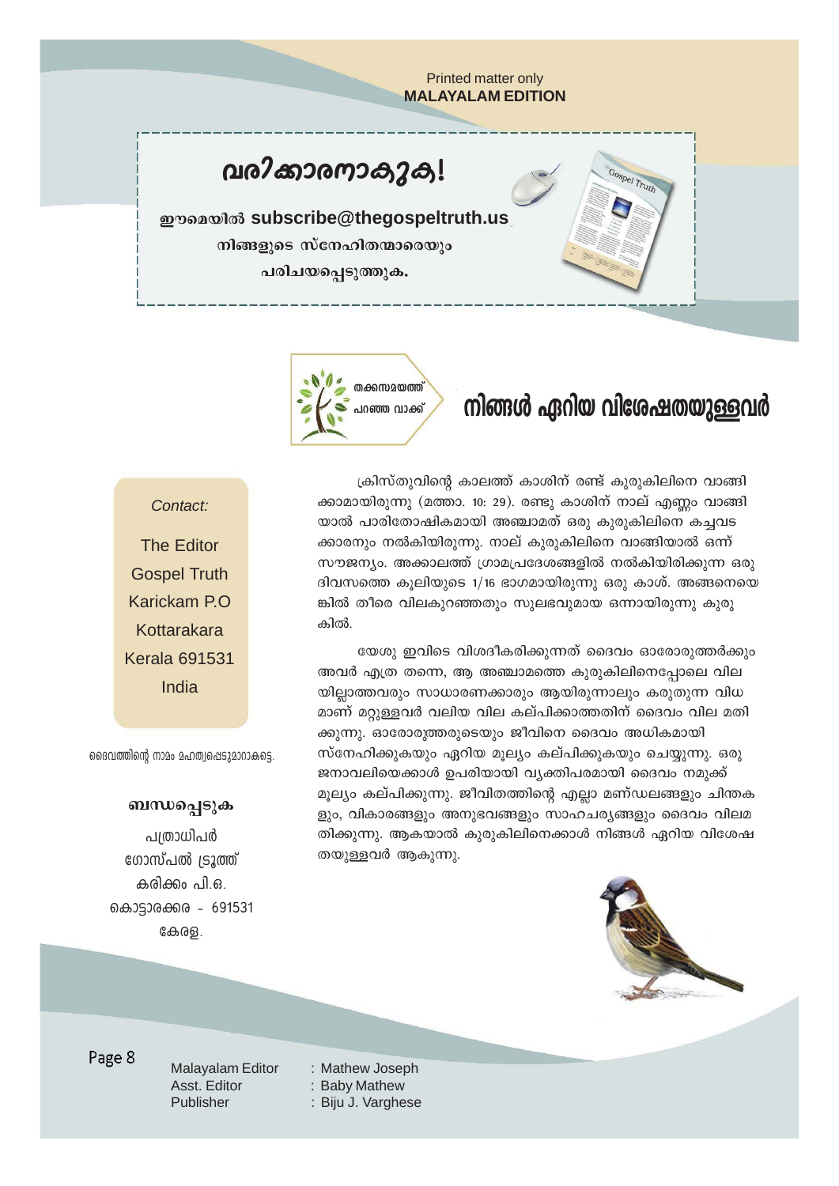Printed matter only
**MALAYALAM EDITION**

## വരിക്കാരനാകുക!

ഈമെയിൽ **subscribe@thegospeltruth.us**
നിങ്ങളുടെ സ്നേഹിതന്മാരെയും
പരിചയപ്പെടുത്തുക.

തക്കസമയത്ത് പറഞ്ഞ വാക്ക്

# നിങ്ങൾ ഏറിയ വിശേഷതയുള്ളവർ

ക്രിസ്തുവിന്റെ കാലത്ത് കാശിന് രണ്ട് കുരുകിലിനെ വാങ്ങിക്കാമായിരുന്നു (മത്താ. 10: 29). രണ്ടു കാശിന് നാല് എണ്ണം വാങ്ങിയാൽ പാരിതോഷികമായി അഞ്ചാമത് ഒരു കുരുകിലിനെ കച്ചവടക്കാരനും നൽകിയിരുന്നു. നാല് കുരുകിലിനെ വാങ്ങിയാൽ ഒന്ന് സൗജന്യം. അക്കാലത്ത് ഗ്രാമപ്രദേശങ്ങളിൽ നൽകിയിരിക്കുന്ന ഒരു ദിവസത്തെ കൂലിയുടെ 1/16 ഭാഗമായിരുന്നു ഒരു കാശ്. അങ്ങനെയെങ്കിൽ തീരെ വിലകുറഞ്ഞതും സുലഭവുമായ ഒന്നായിരുന്നു കുരുകിൽ.

യേശു ഇവിടെ വിശദീകരിക്കുന്നത് ദൈവം ഓരോരുത്തർക്കും അവർ എത്ര തന്നെ, ആ അഞ്ചാമത്തെ കുരുകിലിനെപ്പോലെ വിലയില്ലാത്തവരും സാധാരണക്കാരും ആയിരുന്നാലും കരുതുന്ന വിധമാണ് മറ്റുള്ളവർ വലിയ വില കല്പിക്കാത്തതിന് ദൈവം വില മതിക്കുന്നു. ഓരോരുത്തരുടെയും ജീവിനെ ദൈവം അധികമായി സ്നേഹിക്കുകയും ഏറിയ മൂല്യം കല്പിക്കുകയും ചെയ്യുന്നു. ഒരു ജനാവലിയെക്കാൾ ഉപരിയായി വ്യക്തിപരമായി ദൈവം നമുക്ക് മൂല്യം കല്പിക്കുന്നു. ജീവിതത്തിന്റെ എല്ലാ മണ്ഡലങ്ങളും ചിന്തകളും, വികാരങ്ങളും അനുഭവങ്ങളും സാഹചര്യങ്ങളും ദൈവം വിലമതിക്കുന്നു. ആകയാൽ കുരുകിലിനെക്കാൾ നിങ്ങൾ ഏറിയ വിശേഷതയുള്ളവർ ആകുന്നു.

*Contact:*

The Editor
Gospel Truth
Karickam P.O
Kottarakara
Kerala 691531
India

ദൈവത്തിന്റെ നാമം മഹത്വപ്പെടുമാറാകട്ടെ.

**ബന്ധപ്പെടുക**

പത്രാധിപർ
ഗോസ്പൽ ട്രൂത്ത്
കരിക്കം പി.ഒ.
കൊട്ടാരക്കര - 691531
കേരള.

Malayalam Editor : Mathew Joseph
Asst. Editor : Baby Mathew
Publisher : Biju J. Varghese